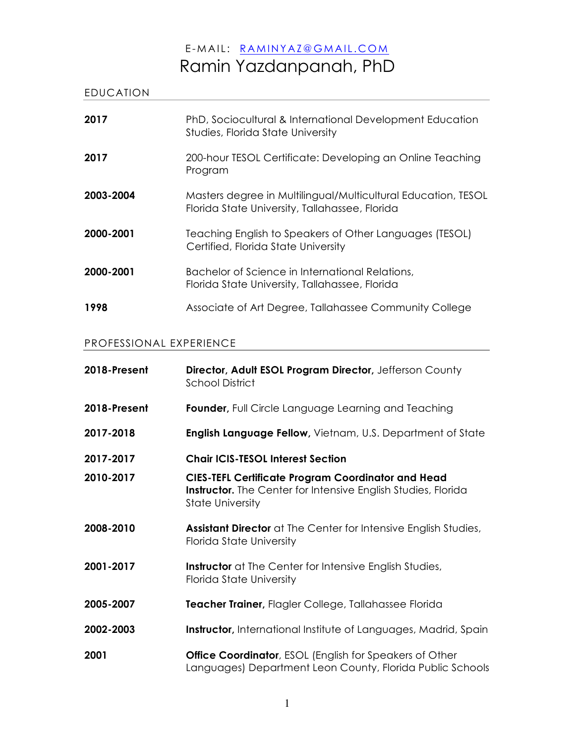E-MAIL: [RAMINYAZ@GMAIL.COM](mailto:RAMINYAZ@GMAIL.COM)

# Ramin Yazdanpanah, PhD

## EDUCATION

| | |
|---|---|
| **2017** | PhD, Sociocultural & International Development Education Studies, Florida State University |
| **2017** | 200-hour TESOL Certificate: Developing an Online Teaching Program |
| **2003-2004** | Masters degree in Multilingual/Multicultural Education, TESOL Florida State University, Tallahassee, Florida |
| **2000-2001** | Teaching English to Speakers of Other Languages (TESOL) Certified, Florida State University |
| **2000-2001** | Bachelor of Science in International Relations, Florida State University, Tallahassee, Florida |
| **1998** | Associate of Art Degree, Tallahassee Community College |

## PROFESSIONAL EXPERIENCE

| | |
|---|---|
| **2018-Present** | **Director, Adult ESOL Program Director,** Jefferson County School District |
| **2018-Present** | **Founder,** Full Circle Language Learning and Teaching |
| **2017-2018** | **English Language Fellow,** Vietnam, U.S. Department of State |
| **2017-2017** | **Chair ICIS-TESOL Interest Section** |
| **2010-2017** | **CIES-TEFL Certificate Program Coordinator and Head Instructor.** The Center for Intensive English Studies, Florida State University |
| **2008-2010** | **Assistant Director** at The Center for Intensive English Studies, Florida State University |
| **2001-2017** | **Instructor** at The Center for Intensive English Studies, Florida State University |
| **2005-2007** | **Teacher Trainer,** Flagler College, Tallahassee Florida |
| **2002-2003** | **Instructor,** International Institute of Languages, Madrid, Spain |
| **2001** | **Office Coordinator**, ESOL (English for Speakers of Other Languages) Department Leon County, Florida Public Schools |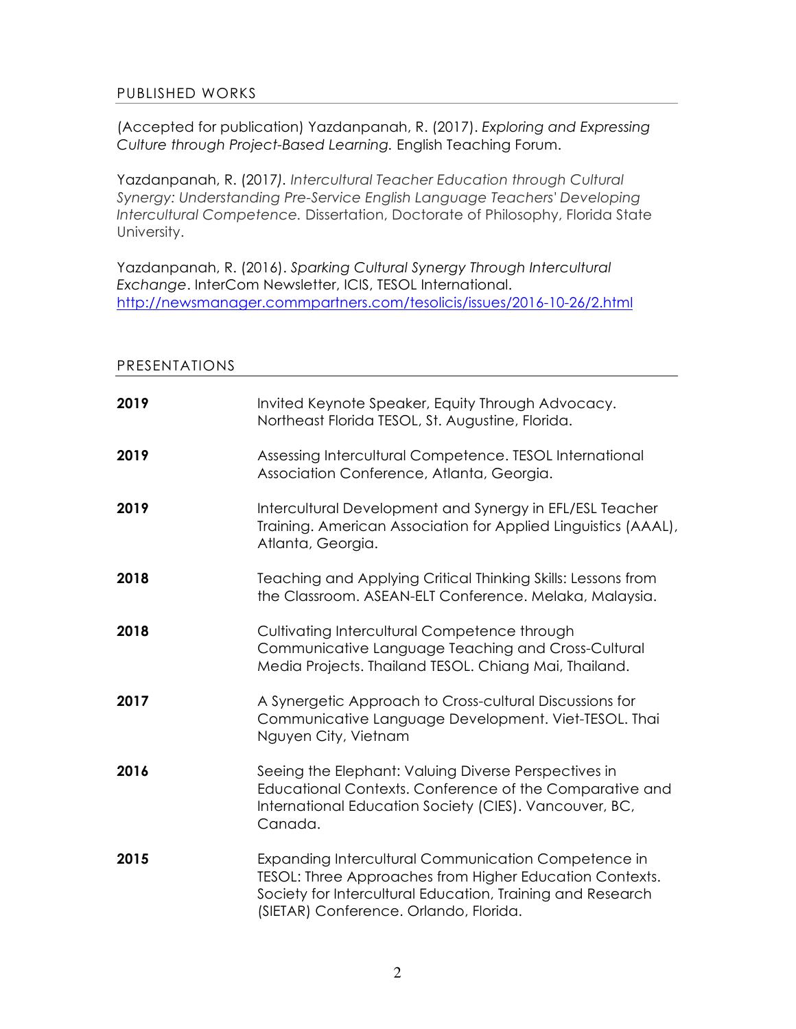## PUBLISHED WORKS

(Accepted for publication) Yazdanpanah, R. (2017). *Exploring and Expressing Culture through Project-Based Learning.* English Teaching Forum.

Yazdanpanah, R. (2017). *Intercultural Teacher Education through Cultural Synergy: Understanding Pre-Service English Language Teachers' Developing Intercultural Competence.* Dissertation, Doctorate of Philosophy, Florida State University.

Yazdanpanah, R. (2016). *Sparking Cultural Synergy Through Intercultural Exchange*. InterCom Newsletter, ICIS, TESOL International. http://newsmanager.commpartners.com/tesolicis/issues/2016-10-26/2.html

## PRESENTATIONS

**2019** Invited Keynote Speaker, Equity Through Advocacy. Northeast Florida TESOL, St. Augustine, Florida.

**2019** Assessing Intercultural Competence. TESOL International Association Conference, Atlanta, Georgia.

**2019** Intercultural Development and Synergy in EFL/ESL Teacher Training. American Association for Applied Linguistics (AAAL), Atlanta, Georgia.

**2018** Teaching and Applying Critical Thinking Skills: Lessons from the Classroom. ASEAN-ELT Conference. Melaka, Malaysia.

**2018** Cultivating Intercultural Competence through Communicative Language Teaching and Cross-Cultural Media Projects. Thailand TESOL. Chiang Mai, Thailand.

**2017** A Synergetic Approach to Cross-cultural Discussions for Communicative Language Development. Viet-TESOL. Thai Nguyen City, Vietnam

**2016** Seeing the Elephant: Valuing Diverse Perspectives in Educational Contexts. Conference of the Comparative and International Education Society (CIES). Vancouver, BC, Canada.

**2015** Expanding Intercultural Communication Competence in TESOL: Three Approaches from Higher Education Contexts. Society for Intercultural Education, Training and Research (SIETAR) Conference. Orlando, Florida.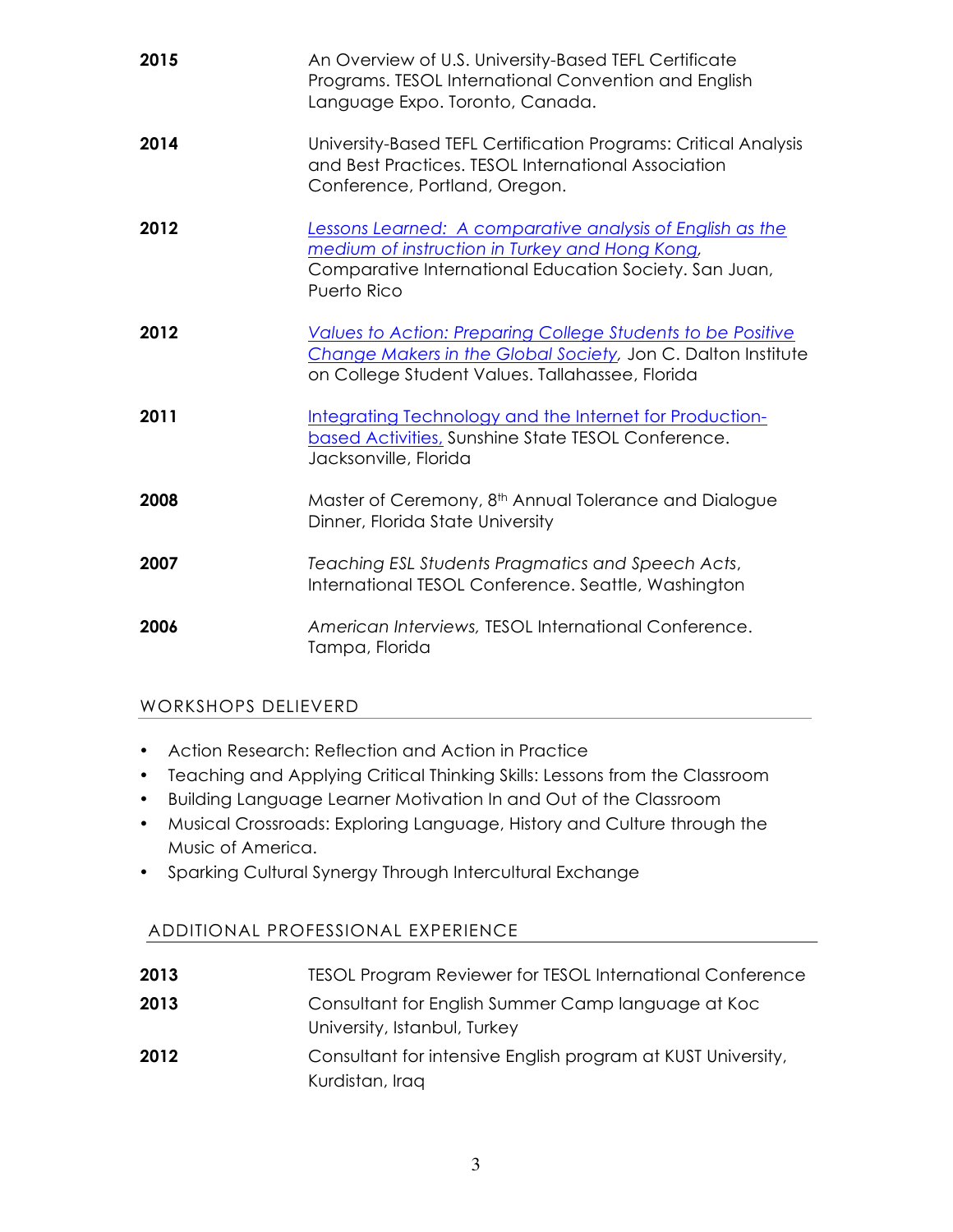**2015** An Overview of U.S. University-Based TEFL Certificate Programs. TESOL International Convention and English Language Expo. Toronto, Canada.

**2014** University-Based TEFL Certification Programs: Critical Analysis and Best Practices. TESOL International Association Conference, Portland, Oregon.

**2012** *Lessons Learned: A comparative analysis of English as the medium of instruction in Turkey and Hong Kong*, Comparative International Education Society. San Juan, Puerto Rico

**2012** *Values to Action: Preparing College Students to be Positive Change Makers in the Global Society*, Jon C. Dalton Institute on College Student Values. Tallahassee, Florida

**2011** Integrating Technology and the Internet for Production-based Activities, Sunshine State TESOL Conference. Jacksonville, Florida

**2008** Master of Ceremony, 8th Annual Tolerance and Dialogue Dinner, Florida State University

**2007** *Teaching ESL Students Pragmatics and Speech Acts*, International TESOL Conference. Seattle, Washington

**2006** *American Interviews*, TESOL International Conference. Tampa, Florida

## WORKSHOPS DELIEVERD

- Action Research: Reflection and Action in Practice
- Teaching and Applying Critical Thinking Skills: Lessons from the Classroom
- Building Language Learner Motivation In and Out of the Classroom
- Musical Crossroads: Exploring Language, History and Culture through the Music of America.
- Sparking Cultural Synergy Through Intercultural Exchange

## ADDITIONAL PROFESSIONAL EXPERIENCE

**2013** TESOL Program Reviewer for TESOL International Conference

**2013** Consultant for English Summer Camp language at Koc University, Istanbul, Turkey

**2012** Consultant for intensive English program at KUST University, Kurdistan, Iraq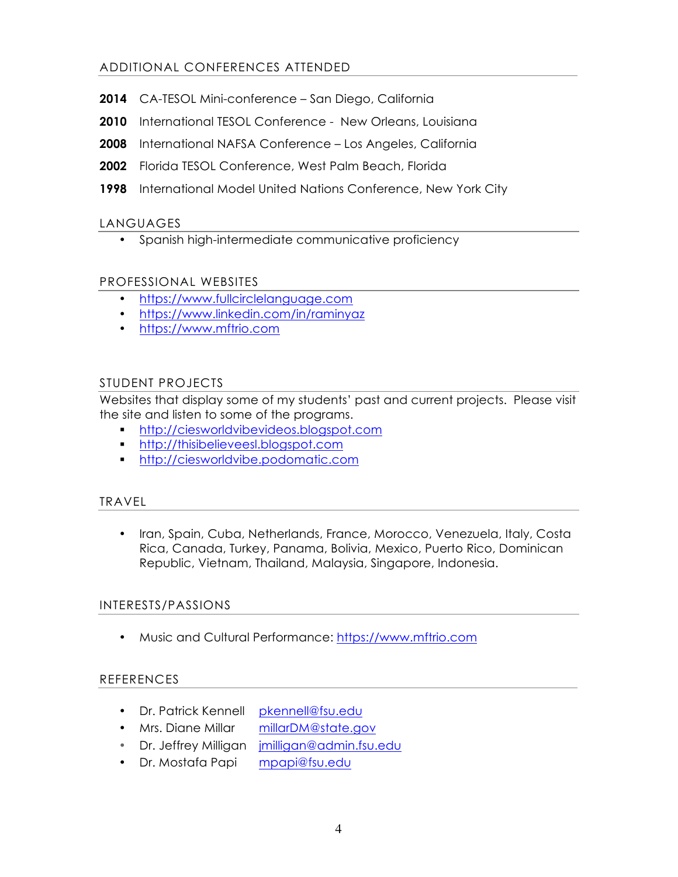## ADDITIONAL CONFERENCES ATTENDED

**2014** CA-TESOL Mini-conference – San Diego, California

**2010** International TESOL Conference - New Orleans, Louisiana

**2008** International NAFSA Conference – Los Angeles, California

**2002** Florida TESOL Conference, West Palm Beach, Florida

**1998** International Model United Nations Conference, New York City

## LANGUAGES

- Spanish high-intermediate communicative proficiency

## PROFESSIONAL WEBSITES

- https://www.fullcirclelanguage.com
- https://www.linkedin.com/in/raminyaz
- https://www.mftrio.com

## STUDENT PROJECTS

Websites that display some of my students' past and current projects. Please visit the site and listen to some of the programs.

- http://ciesworldvibevideos.blogspot.com
- http://thisibelieveesl.blogspot.com
- http://ciesworldvibe.podomatic.com

## TRAVEL

- Iran, Spain, Cuba, Netherlands, France, Morocco, Venezuela, Italy, Costa Rica, Canada, Turkey, Panama, Bolivia, Mexico, Puerto Rico, Dominican Republic, Vietnam, Thailand, Malaysia, Singapore, Indonesia.

## INTERESTS/PASSIONS

- Music and Cultural Performance: https://www.mftrio.com

## REFERENCES

- Dr. Patrick Kennell pkennell@fsu.edu
- Mrs. Diane Millar millarDM@state.gov
- Dr. Jeffrey Milligan jmilligan@admin.fsu.edu
- Dr. Mostafa Papi mpapi@fsu.edu